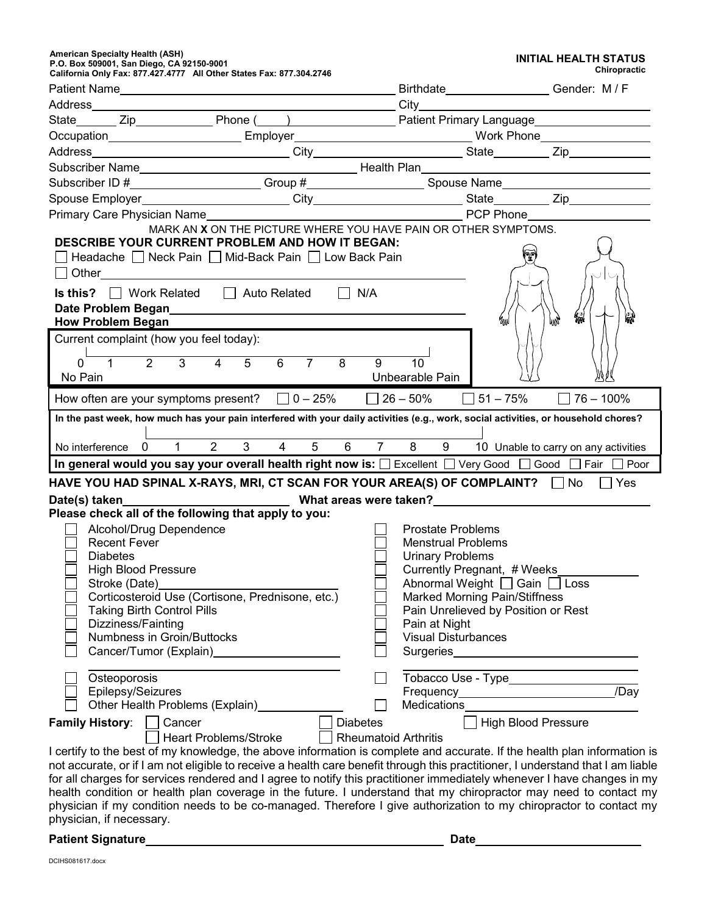**American Specialty Health (ASH)**
**P.O. Box 509001, San Diego, CA 92150-9001**
**California Only Fax: 877.427.4777 All Other States Fax: 877.304.2746**

# INITIAL HEALTH STATUS
**Chiropractic**

Patient Name________________________ Birthdate______________ Gender: M / F

Address________________________ City________________________

State______ Zip__________ Phone (____)______________ Patient Primary Language______________

Occupation______________ Employer______________________ Work Phone______________

Address______________________ City______________________ State________ Zip__________

Subscriber Name______________________________ Health Plan______________________________

Subscriber ID #__________________ Group #________________ Spouse Name______________________

Spouse Employer__________________ City______________________ State________ Zip__________

Primary Care Physician Name______________________________________ PCP Phone______________

MARK AN **X** ON THE PICTURE WHERE YOU HAVE PAIN OR OTHER SYMPTOMS.

**DESCRIBE YOUR CURRENT PROBLEM AND HOW IT BEGAN:**

☐ Headache ☐ Neck Pain ☐ Mid-Back Pain ☐ Low Back Pain

☐ Other______________________________________________

**Is this?** ☐ Work Related ☐ Auto Related ☐ N/A

**Date Problem Began**______________________________________

**How Problem Began**______________________________________

Current complaint (how you feel today):

0 1 2 3 4 5 6 7 8 9 10
No Pain — Unbearable Pain

How often are your symptoms present? ☐ 0 – 25% ☐ 26 – 50% ☐ 51 – 75% ☐ 76 – 100%

**In the past week, how much has your pain interfered with your daily activities (e.g., work, social activities, or household chores?**

No interference 0 1 2 3 4 5 6 7 8 9 10 Unable to carry on any activities

**In general would you say your overall health right now is:** ☐ Excellent ☐ Very Good ☐ Good ☐ Fair ☐ Poor

**HAVE YOU HAD SPINAL X-RAYS, MRI, CT SCAN FOR YOUR AREA(S) OF COMPLAINT?** ☐ No ☐ Yes

**Date(s) taken**______________________ **What areas were taken?**______________________________

**Please check all of the following that apply to you:**

☐ Alcohol/Drug Dependence
☐ Recent Fever
☐ Diabetes
☐ High Blood Pressure
☐ Stroke (Date)______________________
☐ Corticosteroid Use (Cortisone, Prednisone, etc.)
☐ Taking Birth Control Pills
☐ Dizziness/Fainting
☐ Numbness in Groin/Buttocks
☐ Cancer/Tumor (Explain)__________________
☐ Osteoporosis
☐ Epilepsy/Seizures
☐ Other Health Problems (Explain)______________
☐ Prostate Problems
☐ Menstrual Problems
☐ Urinary Problems
☐ Currently Pregnant, # Weeks__________
☐ Abnormal Weight ☐ Gain ☐ Loss
☐ Marked Morning Pain/Stiffness
☐ Pain Unrelieved by Position or Rest
☐ Pain at Night
☐ Visual Disturbances
☐ Surgeries______________________________
☐ Tobacco Use - Type__________________ Frequency______________________/Day
☐ Medications______________________________

**Family History**: ☐ Cancer ☐ Diabetes ☐ High Blood Pressure ☐ Heart Problems/Stroke ☐ Rheumatoid Arthritis

I certify to the best of my knowledge, the above information is complete and accurate. If the health plan information is not accurate, or if I am not eligible to receive a health care benefit through this practitioner, I understand that I am liable for all charges for services rendered and I agree to notify this practitioner immediately whenever I have changes in my health condition or health plan coverage in the future. I understand that my chiropractor may need to contact my physician if my condition needs to be co-managed. Therefore I give authorization to my chiropractor to contact my physician, if necessary.

**Patient Signature**________________________________________ **Date**______________________

DCIHS081617.docx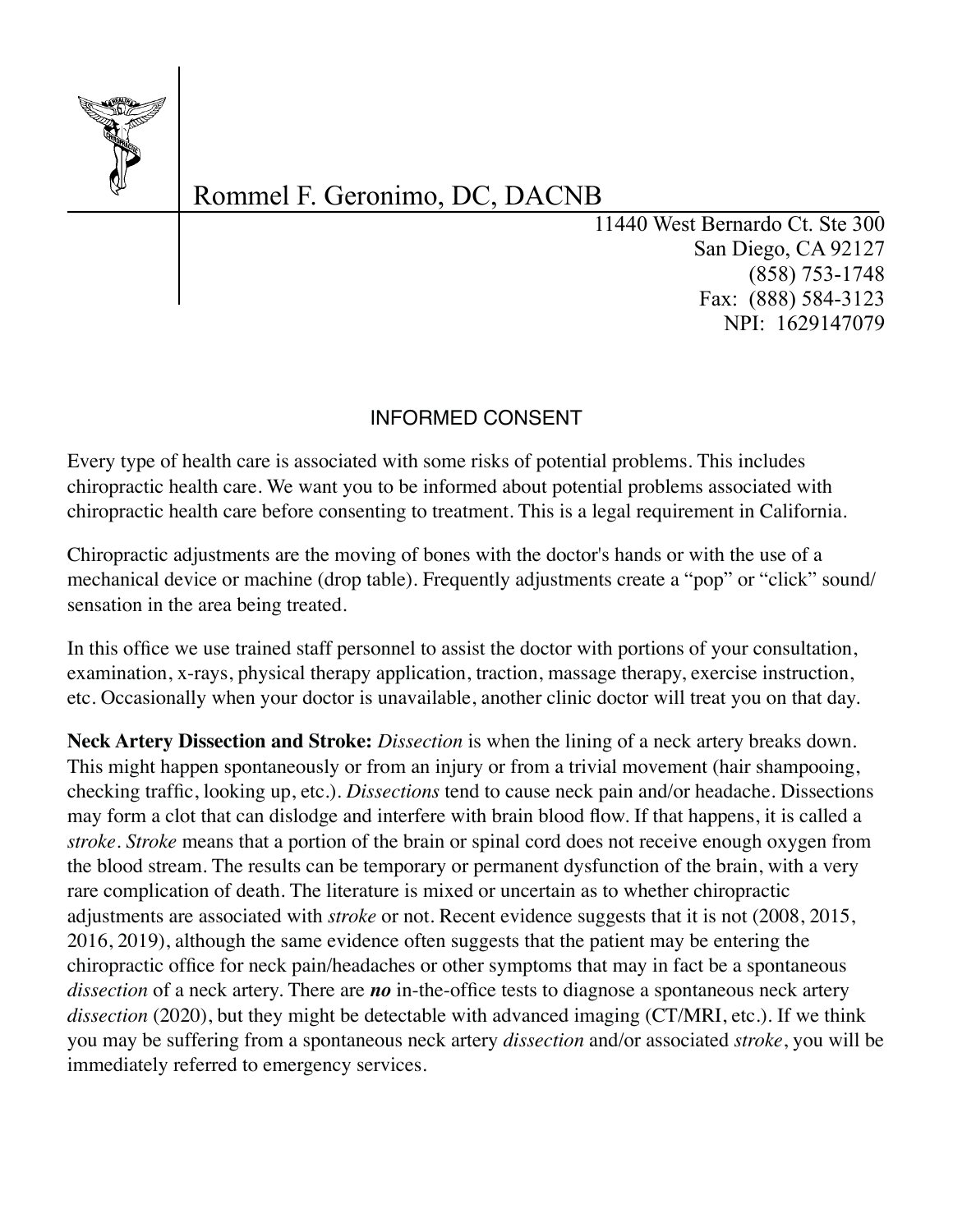Rommel F. Geronimo, DC, DACNB

11440 West Bernardo Ct. Ste 300
San Diego, CA 92127
(858) 753-1748
Fax: (888) 584-3123
NPI: 1629147079

## INFORMED CONSENT

Every type of health care is associated with some risks of potential problems. This includes chiropractic health care. We want you to be informed about potential problems associated with chiropractic health care before consenting to treatment. This is a legal requirement in California.

Chiropractic adjustments are the moving of bones with the doctor's hands or with the use of a mechanical device or machine (drop table). Frequently adjustments create a "pop" or "click" sound/sensation in the area being treated.

In this office we use trained staff personnel to assist the doctor with portions of your consultation, examination, x-rays, physical therapy application, traction, massage therapy, exercise instruction, etc. Occasionally when your doctor is unavailable, another clinic doctor will treat you on that day.

**Neck Artery Dissection and Stroke:** *Dissection* is when the lining of a neck artery breaks down. This might happen spontaneously or from an injury or from a trivial movement (hair shampooing, checking traffic, looking up, etc.). *Dissections* tend to cause neck pain and/or headache. Dissections may form a clot that can dislodge and interfere with brain blood flow. If that happens, it is called a *stroke*. *Stroke* means that a portion of the brain or spinal cord does not receive enough oxygen from the blood stream. The results can be temporary or permanent dysfunction of the brain, with a very rare complication of death. The literature is mixed or uncertain as to whether chiropractic adjustments are associated with *stroke* or not. Recent evidence suggests that it is not (2008, 2015, 2016, 2019), although the same evidence often suggests that the patient may be entering the chiropractic office for neck pain/headaches or other symptoms that may in fact be a spontaneous *dissection* of a neck artery. There are ***no*** in-the-office tests to diagnose a spontaneous neck artery *dissection* (2020), but they might be detectable with advanced imaging (CT/MRI, etc.). If we think you may be suffering from a spontaneous neck artery *dissection* and/or associated *stroke*, you will be immediately referred to emergency services.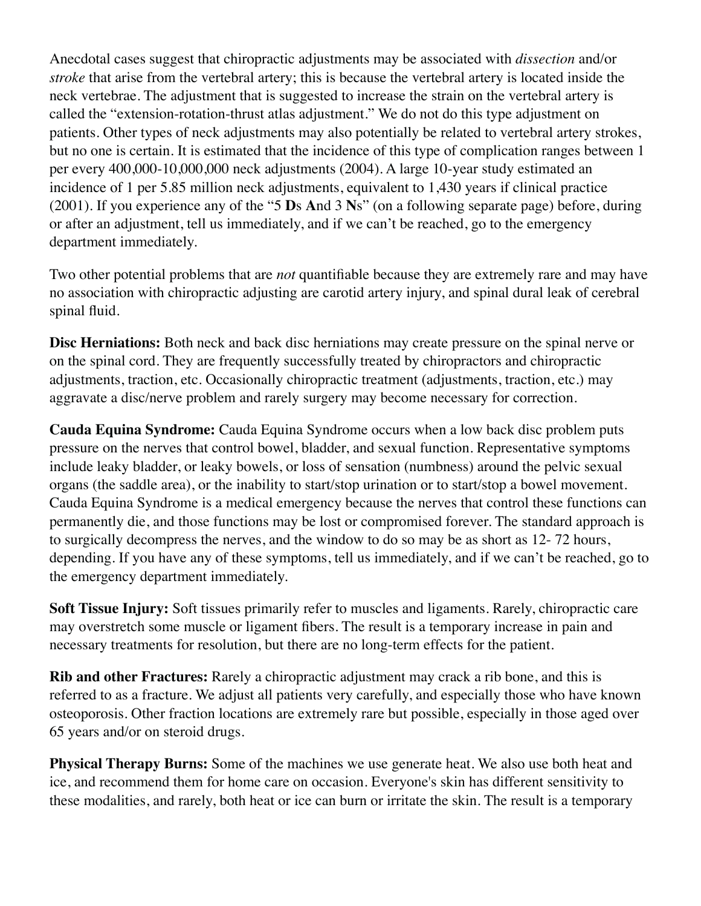Anecdotal cases suggest that chiropractic adjustments may be associated with *dissection* and/or *stroke* that arise from the vertebral artery; this is because the vertebral artery is located inside the neck vertebrae. The adjustment that is suggested to increase the strain on the vertebral artery is called the "extension-rotation-thrust atlas adjustment." We do not do this type adjustment on patients. Other types of neck adjustments may also potentially be related to vertebral artery strokes, but no one is certain. It is estimated that the incidence of this type of complication ranges between 1 per every 400,000-10,000,000 neck adjustments (2004). A large 10-year study estimated an incidence of 1 per 5.85 million neck adjustments, equivalent to 1,430 years if clinical practice (2001). If you experience any of the "5 **D**s **A**nd 3 **N**s" (on a following separate page) before, during or after an adjustment, tell us immediately, and if we can't be reached, go to the emergency department immediately.

Two other potential problems that are *not* quantifiable because they are extremely rare and may have no association with chiropractic adjusting are carotid artery injury, and spinal dural leak of cerebral spinal fluid.

**Disc Herniations:** Both neck and back disc herniations may create pressure on the spinal nerve or on the spinal cord. They are frequently successfully treated by chiropractors and chiropractic adjustments, traction, etc. Occasionally chiropractic treatment (adjustments, traction, etc.) may aggravate a disc/nerve problem and rarely surgery may become necessary for correction.

**Cauda Equina Syndrome:** Cauda Equina Syndrome occurs when a low back disc problem puts pressure on the nerves that control bowel, bladder, and sexual function. Representative symptoms include leaky bladder, or leaky bowels, or loss of sensation (numbness) around the pelvic sexual organs (the saddle area), or the inability to start/stop urination or to start/stop a bowel movement. Cauda Equina Syndrome is a medical emergency because the nerves that control these functions can permanently die, and those functions may be lost or compromised forever. The standard approach is to surgically decompress the nerves, and the window to do so may be as short as 12- 72 hours, depending. If you have any of these symptoms, tell us immediately, and if we can't be reached, go to the emergency department immediately.

**Soft Tissue Injury:** Soft tissues primarily refer to muscles and ligaments. Rarely, chiropractic care may overstretch some muscle or ligament fibers. The result is a temporary increase in pain and necessary treatments for resolution, but there are no long-term effects for the patient.

**Rib and other Fractures:** Rarely a chiropractic adjustment may crack a rib bone, and this is referred to as a fracture. We adjust all patients very carefully, and especially those who have known osteoporosis. Other fraction locations are extremely rare but possible, especially in those aged over 65 years and/or on steroid drugs.

**Physical Therapy Burns:** Some of the machines we use generate heat. We also use both heat and ice, and recommend them for home care on occasion. Everyone's skin has different sensitivity to these modalities, and rarely, both heat or ice can burn or irritate the skin. The result is a temporary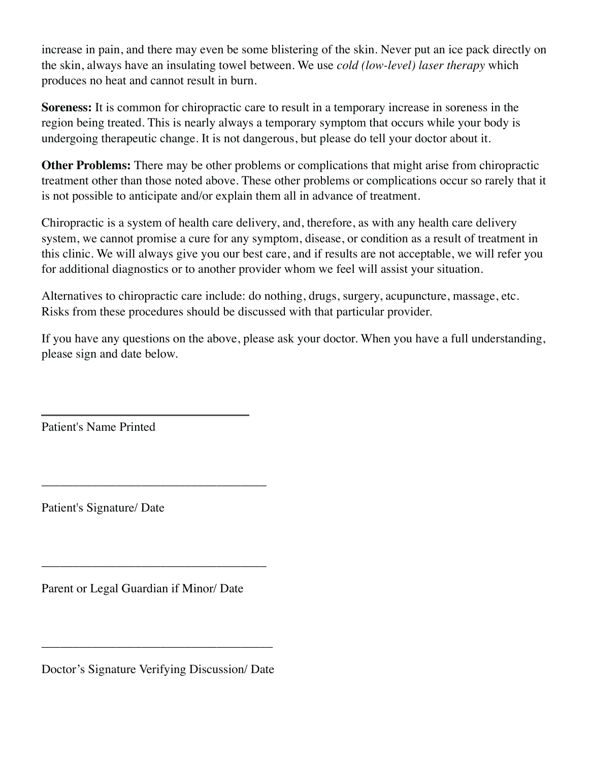increase in pain, and there may even be some blistering of the skin. Never put an ice pack directly on the skin, always have an insulating towel between. We use *cold (low-level) laser therapy* which produces no heat and cannot result in burn.

**Soreness:** It is common for chiropractic care to result in a temporary increase in soreness in the region being treated. This is nearly always a temporary symptom that occurs while your body is undergoing therapeutic change. It is not dangerous, but please do tell your doctor about it.

**Other Problems:** There may be other problems or complications that might arise from chiropractic treatment other than those noted above. These other problems or complications occur so rarely that it is not possible to anticipate and/or explain them all in advance of treatment.

Chiropractic is a system of health care delivery, and, therefore, as with any health care delivery system, we cannot promise a cure for any symptom, disease, or condition as a result of treatment in this clinic. We will always give you our best care, and if results are not acceptable, we will refer you for additional diagnostics or to another provider whom we feel will assist your situation.

Alternatives to chiropractic care include: do nothing, drugs, surgery, acupuncture, massage, etc. Risks from these procedures should be discussed with that particular provider.

If you have any questions on the above, please ask your doctor. When you have a full understanding, please sign and date below.

\_\_\_\_\_\_\_\_\_\_\_\_\_\_\_\_\_\_\_\_\_\_\_\_\_\_\_\_\_\_\_\_\_\_\_

Patient's Name Printed

\_\_\_\_\_\_\_\_\_\_\_\_\_\_\_\_\_\_\_\_\_\_\_\_\_\_\_\_\_\_\_\_\_\_\_

Patient's Signature/ Date

\_\_\_\_\_\_\_\_\_\_\_\_\_\_\_\_\_\_\_\_\_\_\_\_\_\_\_\_\_\_\_\_\_\_\_

Parent or Legal Guardian if Minor/ Date

\_\_\_\_\_\_\_\_\_\_\_\_\_\_\_\_\_\_\_\_\_\_\_\_\_\_\_\_\_\_\_\_\_\_\_

Doctor's Signature Verifying Discussion/ Date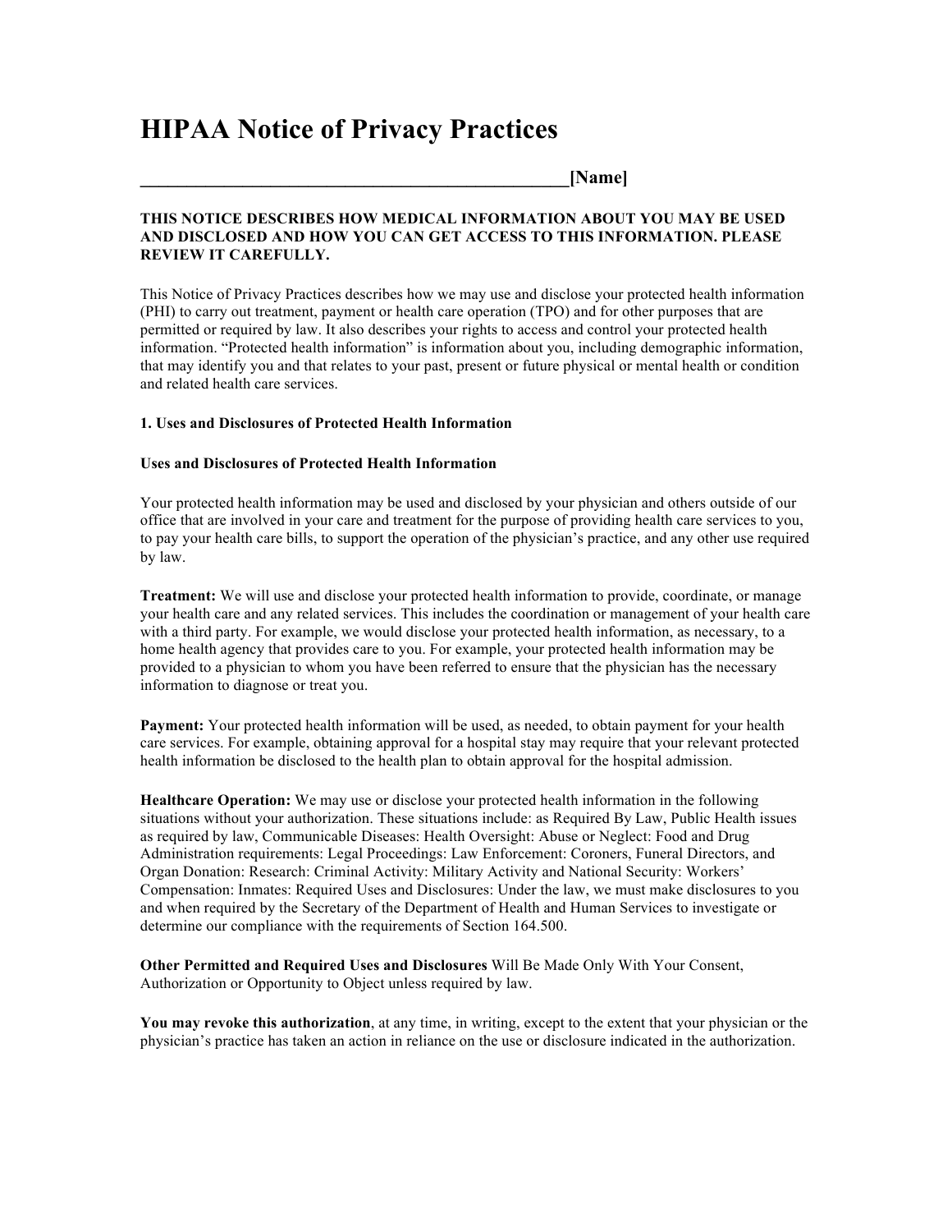# HIPAA Notice of Privacy Practices

**__________________________________________________[Name]**

**THIS NOTICE DESCRIBES HOW MEDICAL INFORMATION ABOUT YOU MAY BE USED AND DISCLOSED AND HOW YOU CAN GET ACCESS TO THIS INFORMATION. PLEASE REVIEW IT CAREFULLY.**

This Notice of Privacy Practices describes how we may use and disclose your protected health information (PHI) to carry out treatment, payment or health care operation (TPO) and for other purposes that are permitted or required by law. It also describes your rights to access and control your protected health information. "Protected health information" is information about you, including demographic information, that may identify you and that relates to your past, present or future physical or mental health or condition and related health care services.

**1. Uses and Disclosures of Protected Health Information**

**Uses and Disclosures of Protected Health Information**

Your protected health information may be used and disclosed by your physician and others outside of our office that are involved in your care and treatment for the purpose of providing health care services to you, to pay your health care bills, to support the operation of the physician's practice, and any other use required by law.

**Treatment:** We will use and disclose your protected health information to provide, coordinate, or manage your health care and any related services. This includes the coordination or management of your health care with a third party. For example, we would disclose your protected health information, as necessary, to a home health agency that provides care to you. For example, your protected health information may be provided to a physician to whom you have been referred to ensure that the physician has the necessary information to diagnose or treat you.

**Payment:** Your protected health information will be used, as needed, to obtain payment for your health care services. For example, obtaining approval for a hospital stay may require that your relevant protected health information be disclosed to the health plan to obtain approval for the hospital admission.

**Healthcare Operation:** We may use or disclose your protected health information in the following situations without your authorization. These situations include: as Required By Law, Public Health issues as required by law, Communicable Diseases: Health Oversight: Abuse or Neglect: Food and Drug Administration requirements: Legal Proceedings: Law Enforcement: Coroners, Funeral Directors, and Organ Donation: Research: Criminal Activity: Military Activity and National Security: Workers' Compensation: Inmates: Required Uses and Disclosures: Under the law, we must make disclosures to you and when required by the Secretary of the Department of Health and Human Services to investigate or determine our compliance with the requirements of Section 164.500.

**Other Permitted and Required Uses and Disclosures** Will Be Made Only With Your Consent, Authorization or Opportunity to Object unless required by law.

**You may revoke this authorization**, at any time, in writing, except to the extent that your physician or the physician's practice has taken an action in reliance on the use or disclosure indicated in the authorization.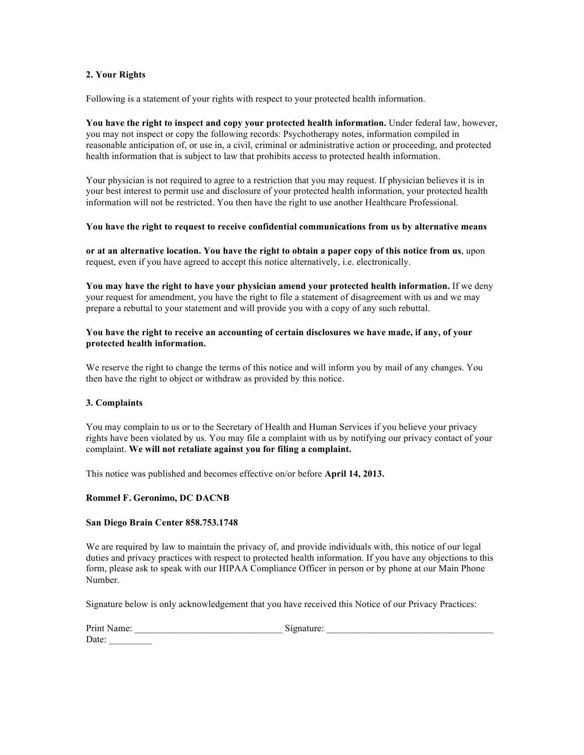**2. Your Rights**

Following is a statement of your rights with respect to your protected health information.

**You have the right to inspect and copy your protected health information.** Under federal law, however, you may not inspect or copy the following records: Psychotherapy notes, information compiled in reasonable anticipation of, or use in, a civil, criminal or administrative action or proceeding, and protected health information that is subject to law that prohibits access to protected health information.

Your physician is not required to agree to a restriction that you may request. If physician believes it is in your best interest to permit use and disclosure of your protected health information, your protected health information will not be restricted. You then have the right to use another Healthcare Professional.

**You have the right to request to receive confidential communications from us by alternative means**

**or at an alternative location. You have the right to obtain a paper copy of this notice from us**, upon request, even if you have agreed to accept this notice alternatively, i.e. electronically.

**You may have the right to have your physician amend your protected health information.** If we deny your request for amendment, you have the right to file a statement of disagreement with us and we may prepare a rebuttal to your statement and will provide you with a copy of any such rebuttal.

**You have the right to receive an accounting of certain disclosures we have made, if any, of your protected health information.**

We reserve the right to change the terms of this notice and will inform you by mail of any changes. You then have the right to object or withdraw as provided by this notice.

**3. Complaints**

You may complain to us or to the Secretary of Health and Human Services if you believe your privacy rights have been violated by us. You may file a complaint with us by notifying our privacy contact of your complaint. **We will not retaliate against you for filing a complaint.**

This notice was published and becomes effective on/or before **April 14, 2013.**

**Rommel F. Geronimo, DC DACNB**

**San Diego Brain Center 858.753.1748**

We are required by law to maintain the privacy of, and provide individuals with, this notice of our legal duties and privacy practices with respect to protected health information. If you have any objections to this form, please ask to speak with our HIPAA Compliance Officer in person or by phone at our Main Phone Number.

Signature below is only acknowledgement that you have received this Notice of our Privacy Practices:

Print Name: ______________________________ Signature: ___________________________________
Date: _________